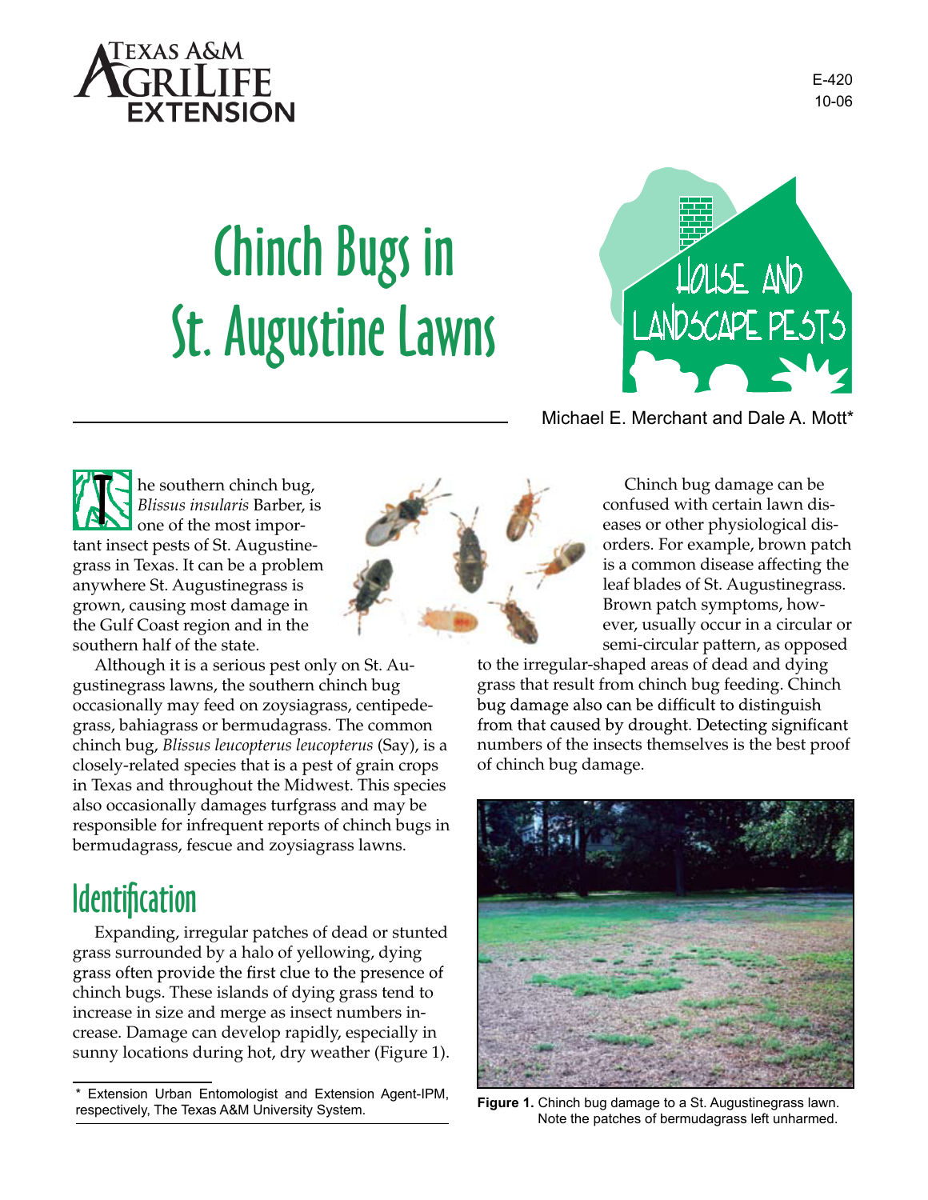Texas A&M AgriLife Extension

E-420
10-06

# Chinch Bugs in St. Augustine Lawns

House and Landscape Pests

Michael E. Merchant and Dale A. Mott*

The southern chinch bug, *Blissus insularis* Barber, is one of the most important insect pests of St. Augustinegrass in Texas. It can be a problem anywhere St. Augustinegrass is grown, causing most damage in the Gulf Coast region and in the southern half of the state.

Although it is a serious pest only on St. Augustinegrass lawns, the southern chinch bug occasionally may feed on zoysiagrass, centipedegrass, bahiagrass or bermudagrass. The common chinch bug, *Blissus leucopterus leucopterus* (Say), is a closely-related species that is a pest of grain crops in Texas and throughout the Midwest. This species also occasionally damages turfgrass and may be responsible for infrequent reports of chinch bugs in bermudagrass, fescue and zoysiagrass lawns.

## Identification

Expanding, irregular patches of dead or stunted grass surrounded by a halo of yellowing, dying grass often provide the first clue to the presence of chinch bugs. These islands of dying grass tend to increase in size and merge as insect numbers increase. Damage can develop rapidly, especially in sunny locations during hot, dry weather (Figure 1).

Chinch bug damage can be confused with certain lawn diseases or other physiological disorders. For example, brown patch is a common disease affecting the leaf blades of St. Augustinegrass. Brown patch symptoms, however, usually occur in a circular or semi-circular pattern, as opposed to the irregular-shaped areas of dead and dying grass that result from chinch bug feeding. Chinch bug damage also can be difficult to distinguish from that caused by drought. Detecting significant numbers of the insects themselves is the best proof of chinch bug damage.

**Figure 1.** Chinch bug damage to a St. Augustinegrass lawn. Note the patches of bermudagrass left unharmed.

\* Extension Urban Entomologist and Extension Agent-IPM, respectively, The Texas A&M University System.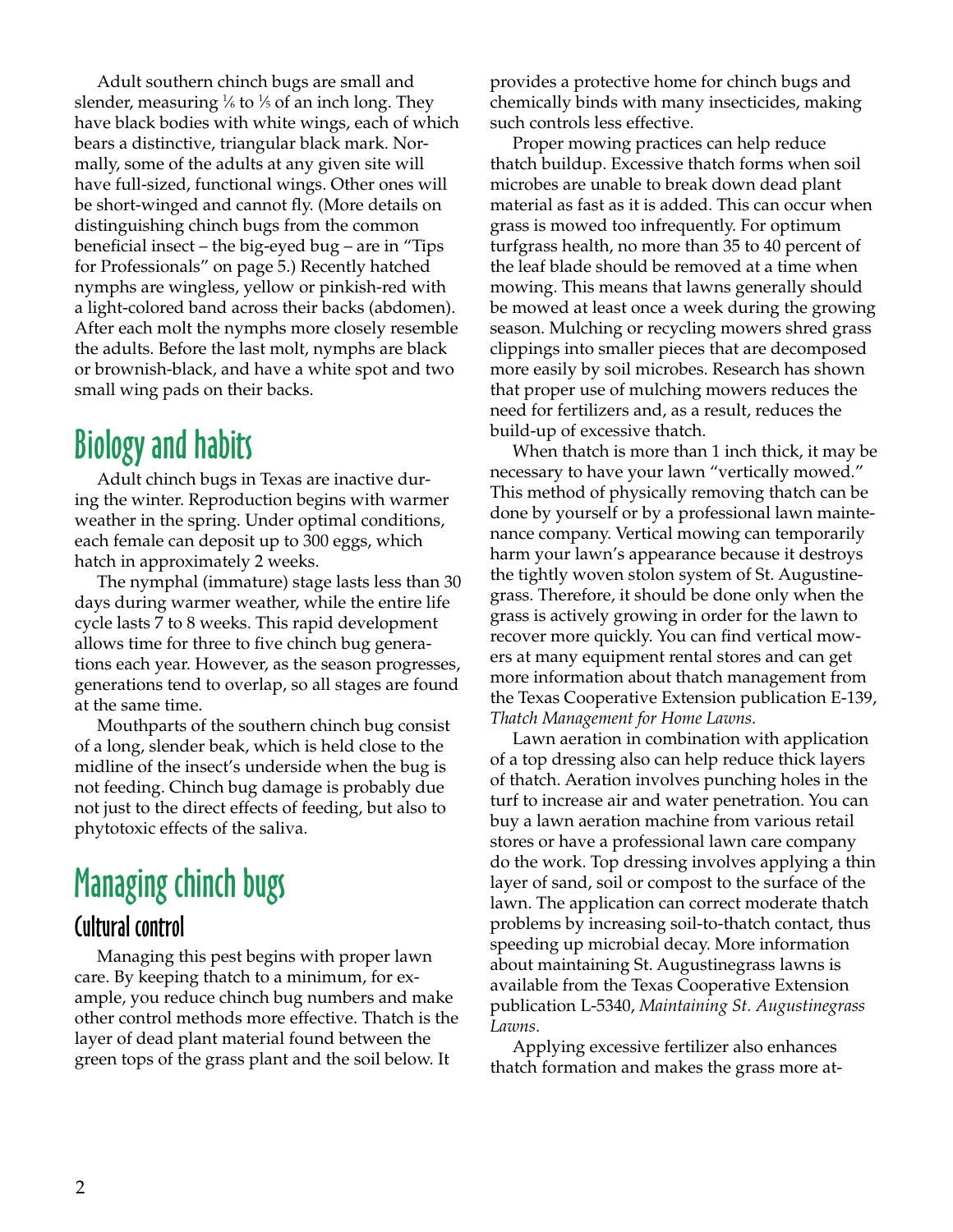Adult southern chinch bugs are small and slender, measuring ⅙ to ⅕ of an inch long. They have black bodies with white wings, each of which bears a distinctive, triangular black mark. Normally, some of the adults at any given site will have full-sized, functional wings. Other ones will be short-winged and cannot fly. (More details on distinguishing chinch bugs from the common beneficial insect – the big-eyed bug – are in "Tips for Professionals" on page 5.) Recently hatched nymphs are wingless, yellow or pinkish-red with a light-colored band across their backs (abdomen). After each molt the nymphs more closely resemble the adults. Before the last molt, nymphs are black or brownish-black, and have a white spot and two small wing pads on their backs.

## Biology and habits

Adult chinch bugs in Texas are inactive during the winter. Reproduction begins with warmer weather in the spring. Under optimal conditions, each female can deposit up to 300 eggs, which hatch in approximately 2 weeks.

The nymphal (immature) stage lasts less than 30 days during warmer weather, while the entire life cycle lasts 7 to 8 weeks. This rapid development allows time for three to five chinch bug generations each year. However, as the season progresses, generations tend to overlap, so all stages are found at the same time.

Mouthparts of the southern chinch bug consist of a long, slender beak, which is held close to the midline of the insect's underside when the bug is not feeding. Chinch bug damage is probably due not just to the direct effects of feeding, but also to phytotoxic effects of the saliva.

## Managing chinch bugs

### Cultural control

Managing this pest begins with proper lawn care. By keeping thatch to a minimum, for example, you reduce chinch bug numbers and make other control methods more effective. Thatch is the layer of dead plant material found between the green tops of the grass plant and the soil below. It provides a protective home for chinch bugs and chemically binds with many insecticides, making such controls less effective.

Proper mowing practices can help reduce thatch buildup. Excessive thatch forms when soil microbes are unable to break down dead plant material as fast as it is added. This can occur when grass is mowed too infrequently. For optimum turfgrass health, no more than 35 to 40 percent of the leaf blade should be removed at a time when mowing. This means that lawns generally should be mowed at least once a week during the growing season. Mulching or recycling mowers shred grass clippings into smaller pieces that are decomposed more easily by soil microbes. Research has shown that proper use of mulching mowers reduces the need for fertilizers and, as a result, reduces the build-up of excessive thatch.

When thatch is more than 1 inch thick, it may be necessary to have your lawn "vertically mowed." This method of physically removing thatch can be done by yourself or by a professional lawn maintenance company. Vertical mowing can temporarily harm your lawn's appearance because it destroys the tightly woven stolon system of St. Augustinegrass. Therefore, it should be done only when the grass is actively growing in order for the lawn to recover more quickly. You can find vertical mowers at many equipment rental stores and can get more information about thatch management from the Texas Cooperative Extension publication E-139, *Thatch Management for Home Lawns*.

Lawn aeration in combination with application of a top dressing also can help reduce thick layers of thatch. Aeration involves punching holes in the turf to increase air and water penetration. You can buy a lawn aeration machine from various retail stores or have a professional lawn care company do the work. Top dressing involves applying a thin layer of sand, soil or compost to the surface of the lawn. The application can correct moderate thatch problems by increasing soil-to-thatch contact, thus speeding up microbial decay. More information about maintaining St. Augustinegrass lawns is available from the Texas Cooperative Extension publication L-5340, *Maintaining St. Augustinegrass Lawns*.

Applying excessive fertilizer also enhances thatch formation and makes the grass more at-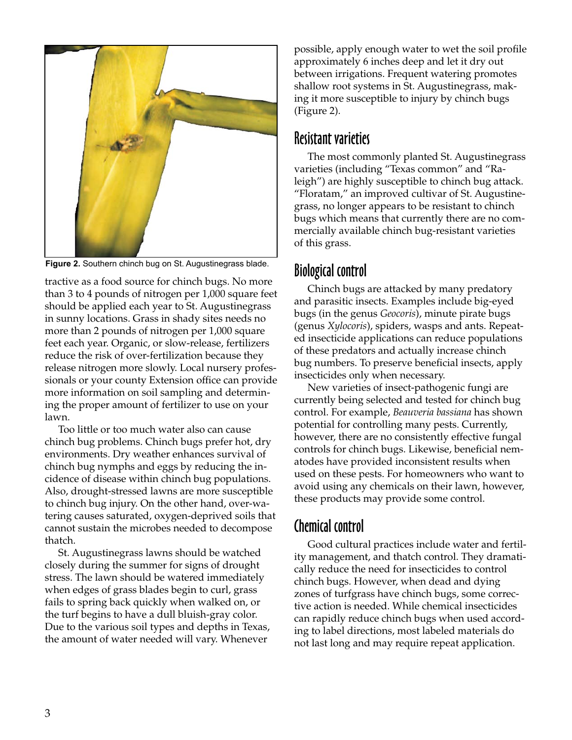Figure 2. Southern chinch bug on St. Augustinegrass blade.

tractive as a food source for chinch bugs. No more than 3 to 4 pounds of nitrogen per 1,000 square feet should be applied each year to St. Augustinegrass in sunny locations. Grass in shady sites needs no more than 2 pounds of nitrogen per 1,000 square feet each year. Organic, or slow-release, fertilizers reduce the risk of over-fertilization because they release nitrogen more slowly. Local nursery professionals or your county Extension office can provide more information on soil sampling and determining the proper amount of fertilizer to use on your lawn.

Too little or too much water also can cause chinch bug problems. Chinch bugs prefer hot, dry environments. Dry weather enhances survival of chinch bug nymphs and eggs by reducing the incidence of disease within chinch bug populations. Also, drought-stressed lawns are more susceptible to chinch bug injury. On the other hand, over-watering causes saturated, oxygen-deprived soils that cannot sustain the microbes needed to decompose thatch.

St. Augustinegrass lawns should be watched closely during the summer for signs of drought stress. The lawn should be watered immediately when edges of grass blades begin to curl, grass fails to spring back quickly when walked on, or the turf begins to have a dull bluish-gray color. Due to the various soil types and depths in Texas, the amount of water needed will vary. Whenever possible, apply enough water to wet the soil profile approximately 6 inches deep and let it dry out between irrigations. Frequent watering promotes shallow root systems in St. Augustinegrass, making it more susceptible to injury by chinch bugs (Figure 2).

## Resistant varieties

The most commonly planted St. Augustinegrass varieties (including "Texas common" and "Raleigh") are highly susceptible to chinch bug attack. "Floratam," an improved cultivar of St. Augustinegrass, no longer appears to be resistant to chinch bugs which means that currently there are no commercially available chinch bug-resistant varieties of this grass.

## Biological control

Chinch bugs are attacked by many predatory and parasitic insects. Examples include big-eyed bugs (in the genus *Geocoris*), minute pirate bugs (genus *Xylocoris*), spiders, wasps and ants. Repeated insecticide applications can reduce populations of these predators and actually increase chinch bug numbers. To preserve beneficial insects, apply insecticides only when necessary.

New varieties of insect-pathogenic fungi are currently being selected and tested for chinch bug control. For example, *Beauveria bassiana* has shown potential for controlling many pests. Currently, however, there are no consistently effective fungal controls for chinch bugs. Likewise, beneficial nematodes have provided inconsistent results when used on these pests. For homeowners who want to avoid using any chemicals on their lawn, however, these products may provide some control.

## Chemical control

Good cultural practices include water and fertility management, and thatch control. They dramatically reduce the need for insecticides to control chinch bugs. However, when dead and dying zones of turfgrass have chinch bugs, some corrective action is needed. While chemical insecticides can rapidly reduce chinch bugs when used according to label directions, most labeled materials do not last long and may require repeat application.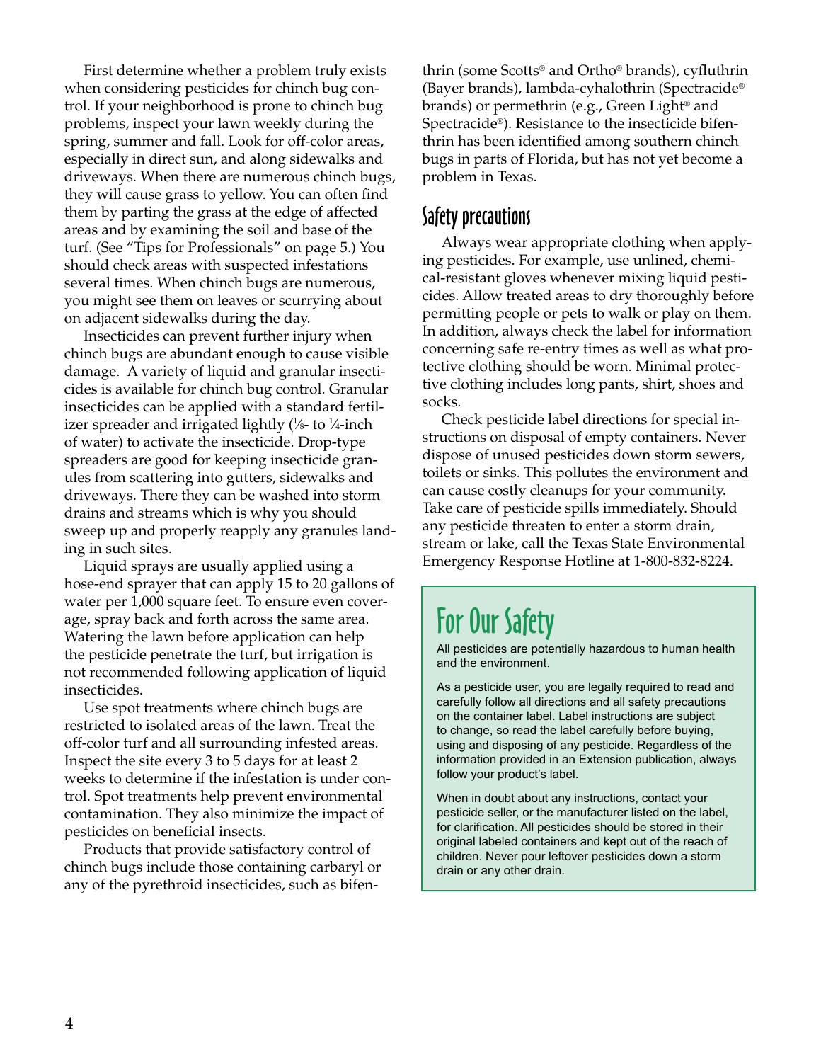First determine whether a problem truly exists when considering pesticides for chinch bug control. If your neighborhood is prone to chinch bug problems, inspect your lawn weekly during the spring, summer and fall. Look for off-color areas, especially in direct sun, and along sidewalks and driveways. When there are numerous chinch bugs, they will cause grass to yellow. You can often find them by parting the grass at the edge of affected areas and by examining the soil and base of the turf. (See "Tips for Professionals" on page 5.) You should check areas with suspected infestations several times. When chinch bugs are numerous, you might see them on leaves or scurrying about on adjacent sidewalks during the day.

Insecticides can prevent further injury when chinch bugs are abundant enough to cause visible damage. A variety of liquid and granular insecticides is available for chinch bug control. Granular insecticides can be applied with a standard fertilizer spreader and irrigated lightly (⅛- to ¼-inch of water) to activate the insecticide. Drop-type spreaders are good for keeping insecticide granules from scattering into gutters, sidewalks and driveways. There they can be washed into storm drains and streams which is why you should sweep up and properly reapply any granules landing in such sites.

Liquid sprays are usually applied using a hose-end sprayer that can apply 15 to 20 gallons of water per 1,000 square feet. To ensure even coverage, spray back and forth across the same area. Watering the lawn before application can help the pesticide penetrate the turf, but irrigation is not recommended following application of liquid insecticides.

Use spot treatments where chinch bugs are restricted to isolated areas of the lawn. Treat the off-color turf and all surrounding infested areas. Inspect the site every 3 to 5 days for at least 2 weeks to determine if the infestation is under control. Spot treatments help prevent environmental contamination. They also minimize the impact of pesticides on beneficial insects.

Products that provide satisfactory control of chinch bugs include those containing carbaryl or any of the pyrethroid insecticides, such as bifenthrin (some Scotts® and Ortho® brands), cyfluthrin (Bayer brands), lambda-cyhalothrin (Spectracide® brands) or permethrin (e.g., Green Light® and Spectracide®). Resistance to the insecticide bifenthrin has been identified among southern chinch bugs in parts of Florida, but has not yet become a problem in Texas.

## Safety precautions

Always wear appropriate clothing when applying pesticides. For example, use unlined, chemical-resistant gloves whenever mixing liquid pesticides. Allow treated areas to dry thoroughly before permitting people or pets to walk or play on them. In addition, always check the label for information concerning safe re-entry times as well as what protective clothing should be worn. Minimal protective clothing includes long pants, shirt, shoes and socks.

Check pesticide label directions for special instructions on disposal of empty containers. Never dispose of unused pesticides down storm sewers, toilets or sinks. This pollutes the environment and can cause costly cleanups for your community. Take care of pesticide spills immediately. Should any pesticide threaten to enter a storm drain, stream or lake, call the Texas State Environmental Emergency Response Hotline at 1-800-832-8224.

## For Our Safety

All pesticides are potentially hazardous to human health and the environment.

As a pesticide user, you are legally required to read and carefully follow all directions and all safety precautions on the container label. Label instructions are subject to change, so read the label carefully before buying, using and disposing of any pesticide. Regardless of the information provided in an Extension publication, always follow your product's label.

When in doubt about any instructions, contact your pesticide seller, or the manufacturer listed on the label, for clarification. All pesticides should be stored in their original labeled containers and kept out of the reach of children. Never pour leftover pesticides down a storm drain or any other drain.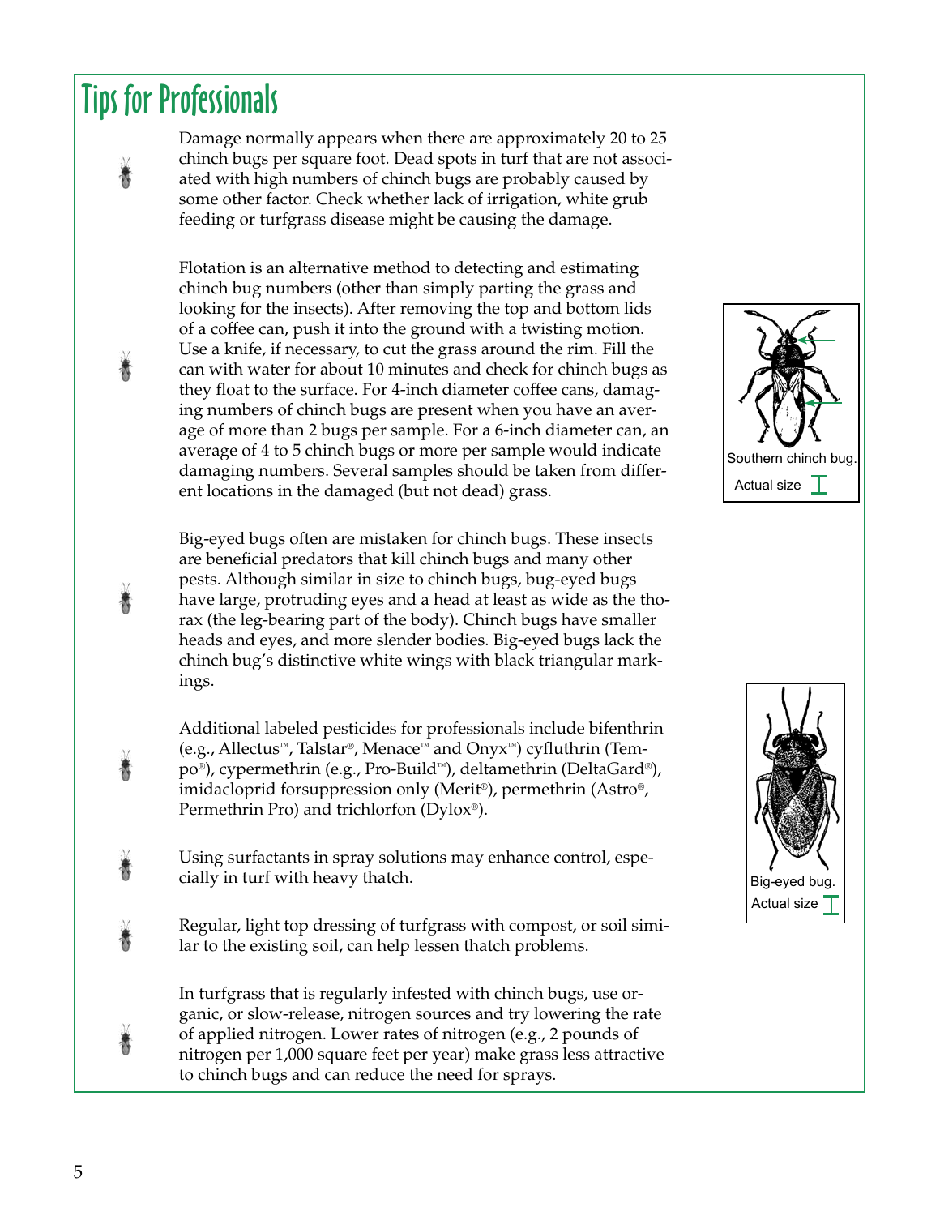# Tips for Professionals

Damage normally appears when there are approximately 20 to 25 chinch bugs per square foot. Dead spots in turf that are not associated with high numbers of chinch bugs are probably caused by some other factor. Check whether lack of irrigation, white grub feeding or turfgrass disease might be causing the damage.

Flotation is an alternative method to detecting and estimating chinch bug numbers (other than simply parting the grass and looking for the insects). After removing the top and bottom lids of a coffee can, push it into the ground with a twisting motion. Use a knife, if necessary, to cut the grass around the rim. Fill the can with water for about 10 minutes and check for chinch bugs as they float to the surface. For 4-inch diameter coffee cans, damaging numbers of chinch bugs are present when you have an average of more than 2 bugs per sample. For a 6-inch diameter can, an average of 4 to 5 chinch bugs or more per sample would indicate damaging numbers. Several samples should be taken from different locations in the damaged (but not dead) grass.

Southern chinch bug. Actual size

Big-eyed bugs often are mistaken for chinch bugs. These insects are beneficial predators that kill chinch bugs and many other pests. Although similar in size to chinch bugs, bug-eyed bugs have large, protruding eyes and a head at least as wide as the thorax (the leg-bearing part of the body). Chinch bugs have smaller heads and eyes, and more slender bodies. Big-eyed bugs lack the chinch bug's distinctive white wings with black triangular markings.

Additional labeled pesticides for professionals include bifenthrin (e.g., Allectus™, Talstar®, Menace™ and Onyx™) cyfluthrin (Tempo®), cypermethrin (e.g., Pro-Build™), deltamethrin (DeltaGard®), imidacloprid forsuppression only (Merit®), permethrin (Astro®, Permethrin Pro) and trichlorfon (Dylox®).

Using surfactants in spray solutions may enhance control, especially in turf with heavy thatch.

Big-eyed bug. Actual size

Regular, light top dressing of turfgrass with compost, or soil similar to the existing soil, can help lessen thatch problems.

In turfgrass that is regularly infested with chinch bugs, use organic, or slow-release, nitrogen sources and try lowering the rate of applied nitrogen. Lower rates of nitrogen (e.g., 2 pounds of nitrogen per 1,000 square feet per year) make grass less attractive to chinch bugs and can reduce the need for sprays.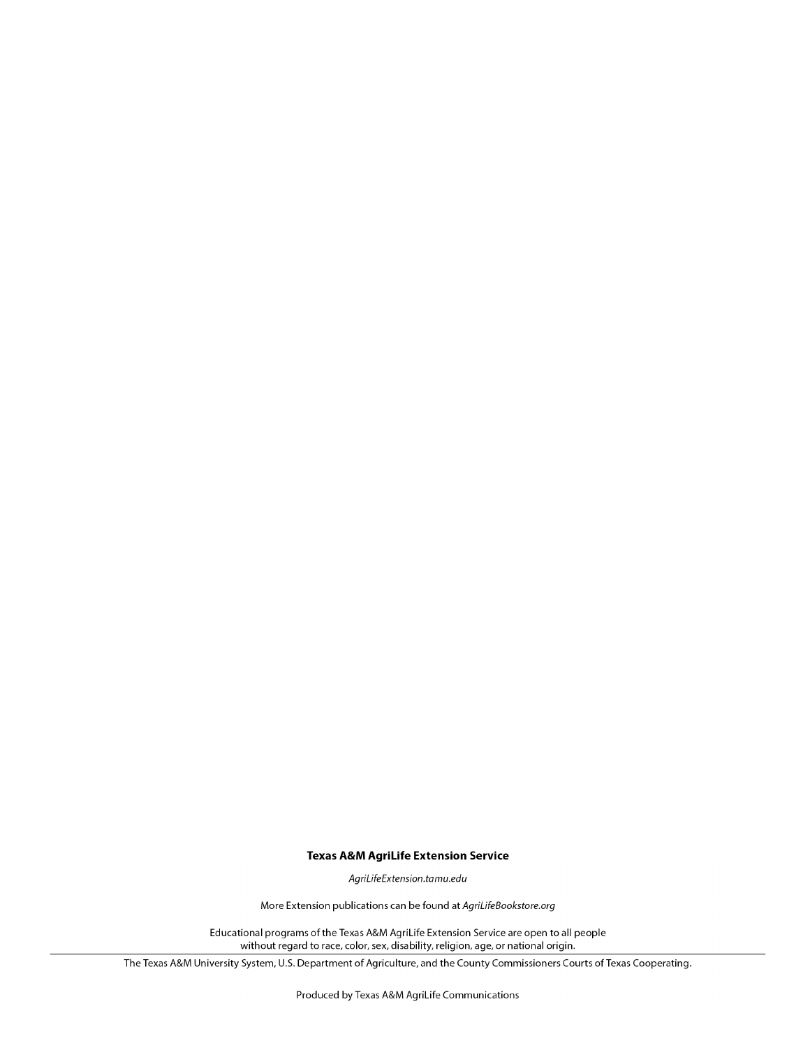**Texas A&M AgriLife Extension Service**

*AgriLifeExtension.tamu.edu*

More Extension publications can be found at *AgriLifeBookstore.org*

Educational programs of the Texas A&M AgriLife Extension Service are open to all people without regard to race, color, sex, disability, religion, age, or national origin.

The Texas A&M University System, U.S. Department of Agriculture, and the County Commissioners Courts of Texas Cooperating.

Produced by Texas A&M AgriLife Communications